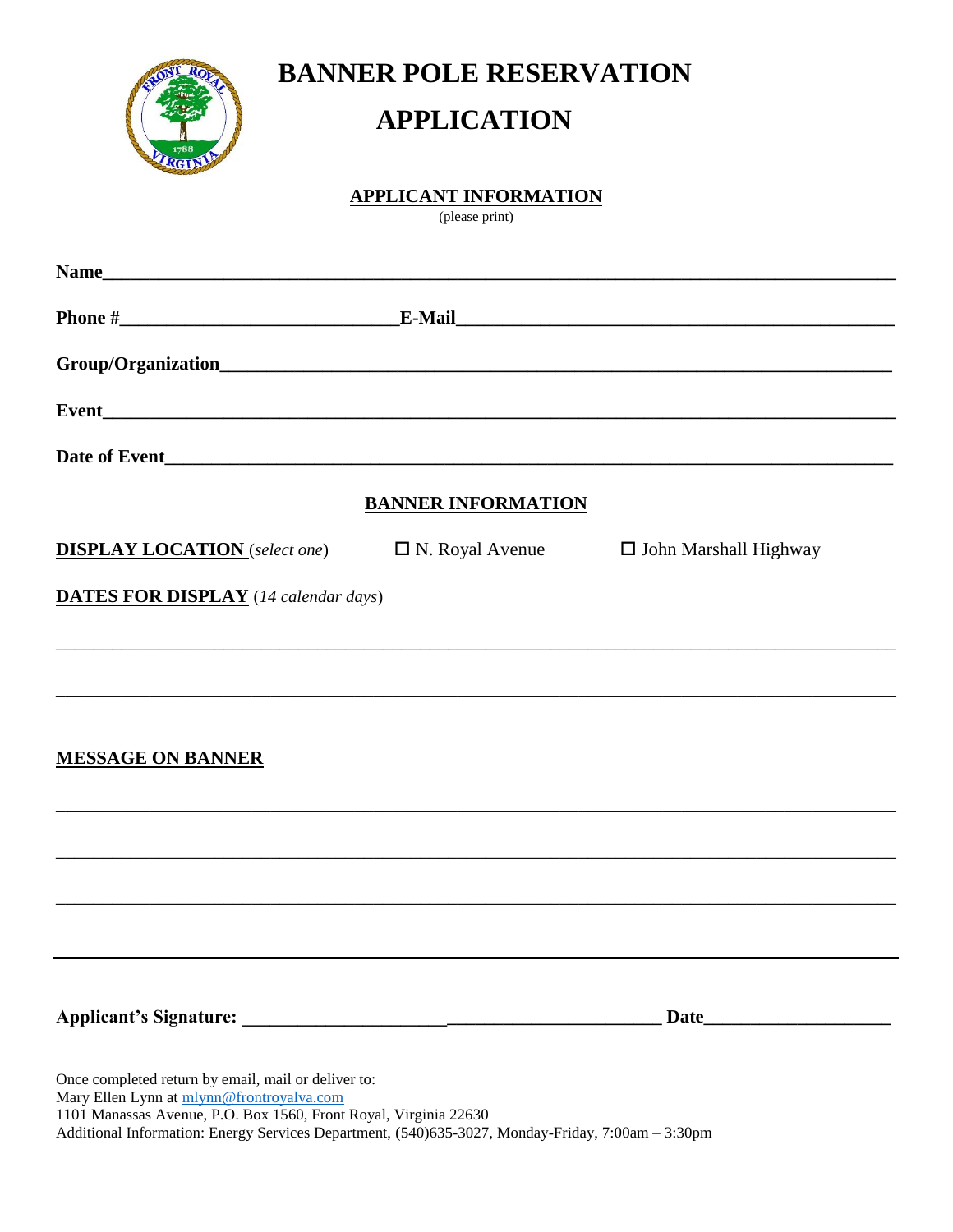# BANNER POLE RESERVATION APPLICATION

## APPLICANT INFORMATION

(please print)

**Name**\_\_\_\_\_\_\_\_\_\_\_\_\_\_\_\_\_\_\_\_\_\_\_\_\_\_\_\_\_\_\_\_\_\_\_\_\_\_\_\_\_\_\_\_\_\_\_\_\_\_\_\_\_\_\_\_\_\_\_\_\_\_\_\_\_\_\_\_\_\_\_\_

**Phone #**\_\_\_\_\_\_\_\_\_\_\_\_\_\_\_\_\_\_\_\_\_\_\_\_\_\_\_\_\_\_ **E-Mail**\_\_\_\_\_\_\_\_\_\_\_\_\_\_\_\_\_\_\_\_\_\_\_\_\_\_\_\_\_\_\_\_\_\_\_\_\_\_\_\_

**Group/Organization**\_\_\_\_\_\_\_\_\_\_\_\_\_\_\_\_\_\_\_\_\_\_\_\_\_\_\_\_\_\_\_\_\_\_\_\_\_\_\_\_\_\_\_\_\_\_\_\_\_\_\_\_\_\_\_\_\_\_\_

**Event**\_\_\_\_\_\_\_\_\_\_\_\_\_\_\_\_\_\_\_\_\_\_\_\_\_\_\_\_\_\_\_\_\_\_\_\_\_\_\_\_\_\_\_\_\_\_\_\_\_\_\_\_\_\_\_\_\_\_\_\_\_\_\_\_\_\_\_\_\_\_\_\_

**Date of Event**\_\_\_\_\_\_\_\_\_\_\_\_\_\_\_\_\_\_\_\_\_\_\_\_\_\_\_\_\_\_\_\_\_\_\_\_\_\_\_\_\_\_\_\_\_\_\_\_\_\_\_\_\_\_\_\_\_\_\_\_\_\_\_\_\_\_

## BANNER INFORMATION

**DISPLAY LOCATION** (*select one*) ☐ N. Royal Avenue ☐ John Marshall Highway

**DATES FOR DISPLAY** (*14 calendar days*)

\_\_\_\_\_\_\_\_\_\_\_\_\_\_\_\_\_\_\_\_\_\_\_\_\_\_\_\_\_\_\_\_\_\_\_\_\_\_\_\_\_\_\_\_\_\_\_\_\_\_\_\_\_\_\_\_\_\_\_\_\_\_\_\_\_\_\_\_\_\_\_\_\_\_\_\_\_\_

\_\_\_\_\_\_\_\_\_\_\_\_\_\_\_\_\_\_\_\_\_\_\_\_\_\_\_\_\_\_\_\_\_\_\_\_\_\_\_\_\_\_\_\_\_\_\_\_\_\_\_\_\_\_\_\_\_\_\_\_\_\_\_\_\_\_\_\_\_\_\_\_\_\_\_\_\_\_

**MESSAGE ON BANNER**

\_\_\_\_\_\_\_\_\_\_\_\_\_\_\_\_\_\_\_\_\_\_\_\_\_\_\_\_\_\_\_\_\_\_\_\_\_\_\_\_\_\_\_\_\_\_\_\_\_\_\_\_\_\_\_\_\_\_\_\_\_\_\_\_\_\_\_\_\_\_\_\_\_\_\_\_\_\_

\_\_\_\_\_\_\_\_\_\_\_\_\_\_\_\_\_\_\_\_\_\_\_\_\_\_\_\_\_\_\_\_\_\_\_\_\_\_\_\_\_\_\_\_\_\_\_\_\_\_\_\_\_\_\_\_\_\_\_\_\_\_\_\_\_\_\_\_\_\_\_\_\_\_\_\_\_\_

\_\_\_\_\_\_\_\_\_\_\_\_\_\_\_\_\_\_\_\_\_\_\_\_\_\_\_\_\_\_\_\_\_\_\_\_\_\_\_\_\_\_\_\_\_\_\_\_\_\_\_\_\_\_\_\_\_\_\_\_\_\_\_\_\_\_\_\_\_\_\_\_\_\_\_\_\_\_

---

**Applicant's Signature:** \_\_\_\_\_\_\_\_\_\_\_\_\_\_\_\_\_\_\_\_\_\_\_\_\_\_\_\_\_\_\_\_\_\_\_\_\_\_\_\_\_\_ **Date**\_\_\_\_\_\_\_\_\_\_\_\_\_\_\_\_\_\_\_\_

Once completed return by email, mail or deliver to:
Mary Ellen Lynn at mlynn@frontroyalva.com
1101 Manassas Avenue, P.O. Box 1560, Front Royal, Virginia 22630
Additional Information: Energy Services Department, (540)635-3027, Monday-Friday, 7:00am – 3:30pm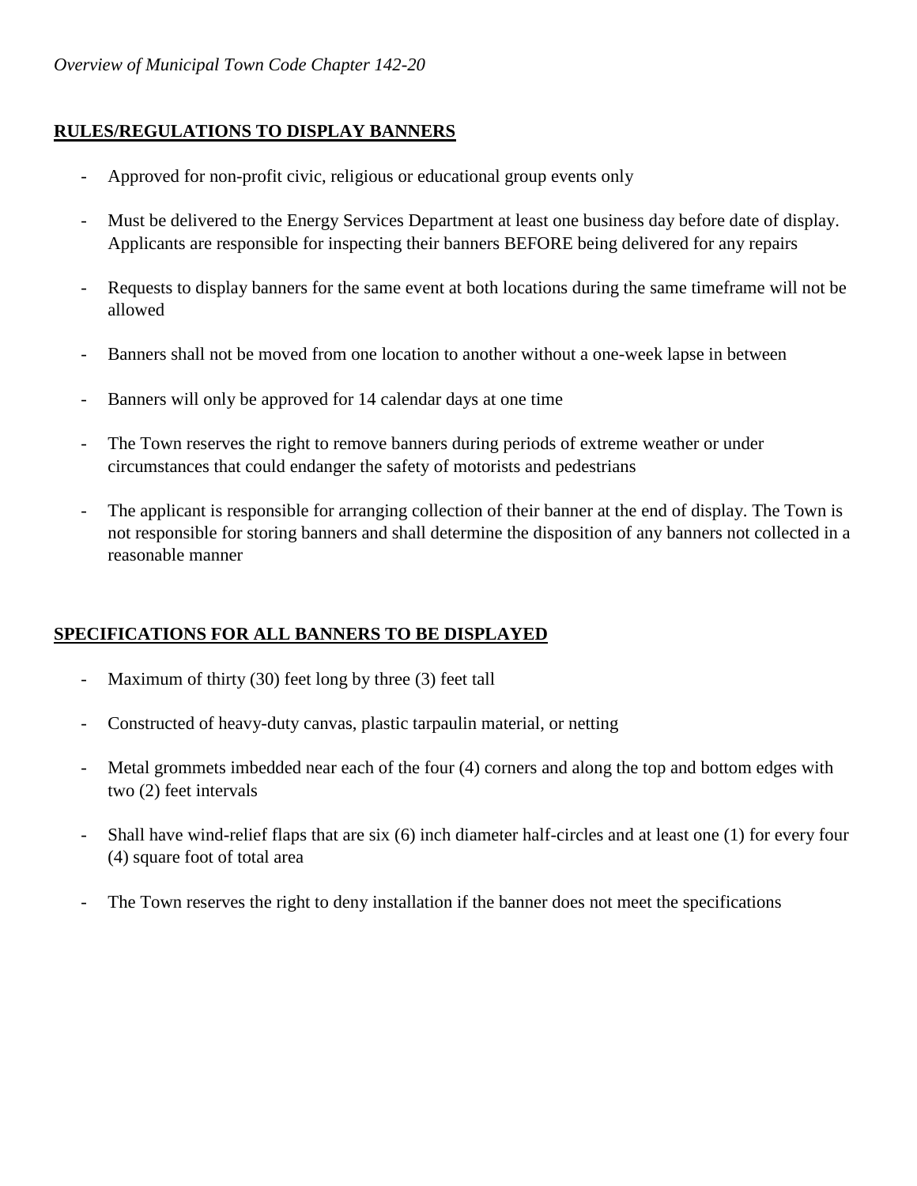*Overview of Municipal Town Code Chapter 142-20*

## **RULES/REGULATIONS TO DISPLAY BANNERS**

- Approved for non-profit civic, religious or educational group events only
- Must be delivered to the Energy Services Department at least one business day before date of display. Applicants are responsible for inspecting their banners BEFORE being delivered for any repairs
- Requests to display banners for the same event at both locations during the same timeframe will not be allowed
- Banners shall not be moved from one location to another without a one-week lapse in between
- Banners will only be approved for 14 calendar days at one time
- The Town reserves the right to remove banners during periods of extreme weather or under circumstances that could endanger the safety of motorists and pedestrians
- The applicant is responsible for arranging collection of their banner at the end of display. The Town is not responsible for storing banners and shall determine the disposition of any banners not collected in a reasonable manner

## **SPECIFICATIONS FOR ALL BANNERS TO BE DISPLAYED**

- Maximum of thirty (30) feet long by three (3) feet tall
- Constructed of heavy-duty canvas, plastic tarpaulin material, or netting
- Metal grommets imbedded near each of the four (4) corners and along the top and bottom edges with two (2) feet intervals
- Shall have wind-relief flaps that are six (6) inch diameter half-circles and at least one (1) for every four (4) square foot of total area
- The Town reserves the right to deny installation if the banner does not meet the specifications